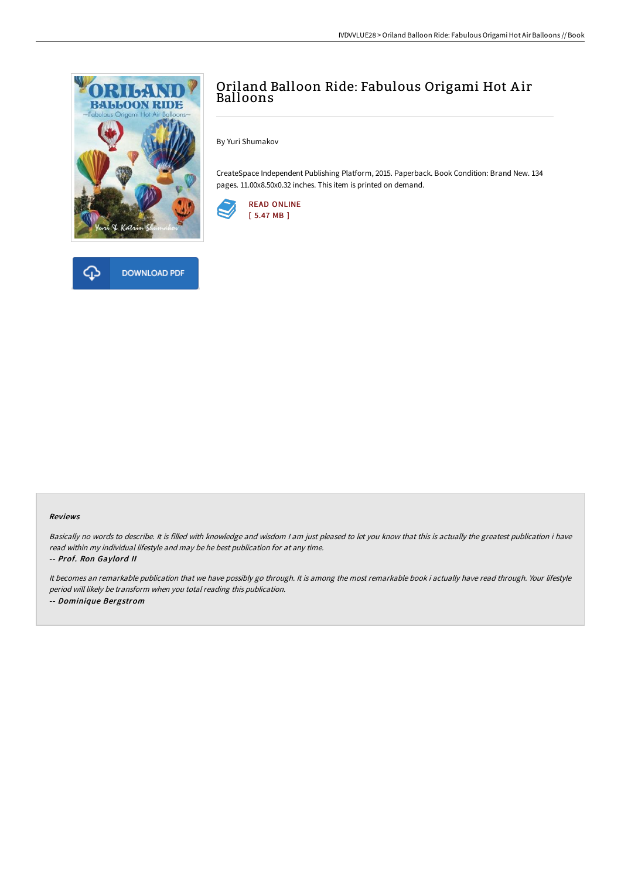# Oriland Balloon Ride: Fabulous Origami Hot Air Balloons

By Yuri Shumakov

CreateSpace Independent Publishing Platform, 2015. Paperback. Book Condition: Brand New. 134 pages. 11.00x8.50x0.32 inches. This item is printed on demand.

READ ONLINE
[ 5.47 MB ]

DOWNLOAD PDF

### Reviews

*Basically no words to describe. It is filled with knowledge and wisdom I am just pleased to let you know that this is actually the greatest publication i have read within my individual lifestyle and may be he best publication for at any time.*

*-- **Prof. Ron Gaylord II***

*It becomes an remarkable publication that we have possibly go through. It is among the most remarkable book i actually have read through. Your lifestyle period will likely be transform when you total reading this publication.*

*-- **Dominique Bergstrom***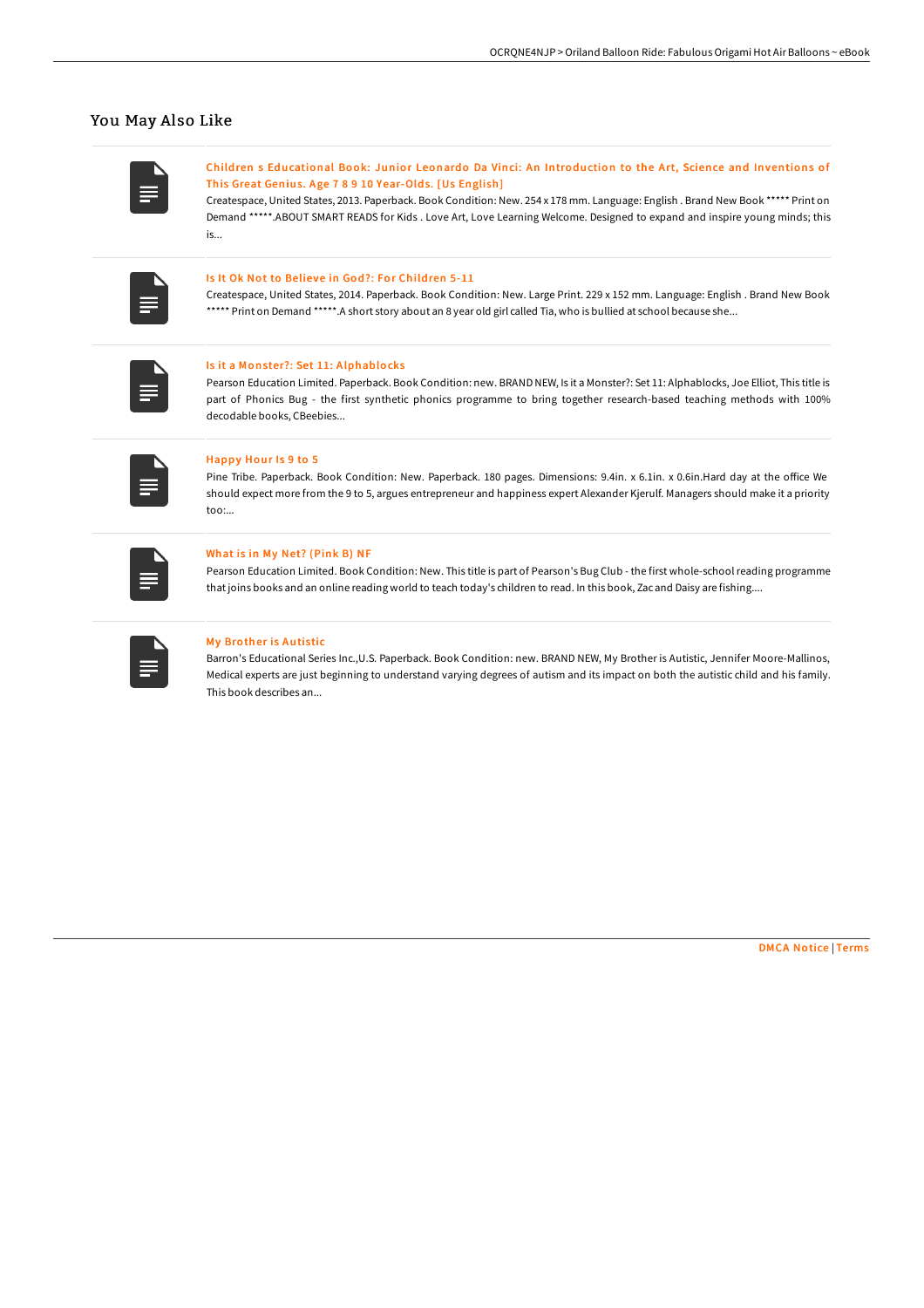## You May Also Like

### Children s Educational Book: Junior Leonardo Da Vinci: An Introduction to the Art, Science and Inventions of This Great Genius. Age 7 8 9 10 Year-Olds. [Us English]

Createspace, United States, 2013. Paperback. Book Condition: New. 254 x 178 mm. Language: English . Brand New Book ***** Print on Demand *****.ABOUT SMART READS for Kids . Love Art, Love Learning Welcome. Designed to expand and inspire young minds; this is...

### Is It Ok Not to Believe in God?: For Children 5-11

Createspace, United States, 2014. Paperback. Book Condition: New. Large Print. 229 x 152 mm. Language: English . Brand New Book ***** Print on Demand *****.A short story about an 8 year old girl called Tia, who is bullied at school because she...

### Is it a Monster?: Set 11: Alphablocks

Pearson Education Limited. Paperback. Book Condition: new. BRAND NEW, Is it a Monster?: Set 11: Alphablocks, Joe Elliot, This title is part of Phonics Bug - the first synthetic phonics programme to bring together research-based teaching methods with 100% decodable books, CBeebies...

### Happy Hour Is 9 to 5

Pine Tribe. Paperback. Book Condition: New. Paperback. 180 pages. Dimensions: 9.4in. x 6.1in. x 0.6in.Hard day at the office We should expect more from the 9 to 5, argues entrepreneur and happiness expert Alexander Kjerulf. Managers should make it a priority too:...

### What is in My Net? (Pink B) NF

Pearson Education Limited. Book Condition: New. This title is part of Pearson's Bug Club - the first whole-school reading programme that joins books and an online reading world to teach today's children to read. In this book, Zac and Daisy are fishing....

### My Brother is Autistic

Barron's Educational Series Inc.,U.S. Paperback. Book Condition: new. BRAND NEW, My Brother is Autistic, Jennifer Moore-Mallinos, Medical experts are just beginning to understand varying degrees of autism and its impact on both the autistic child and his family. This book describes an...